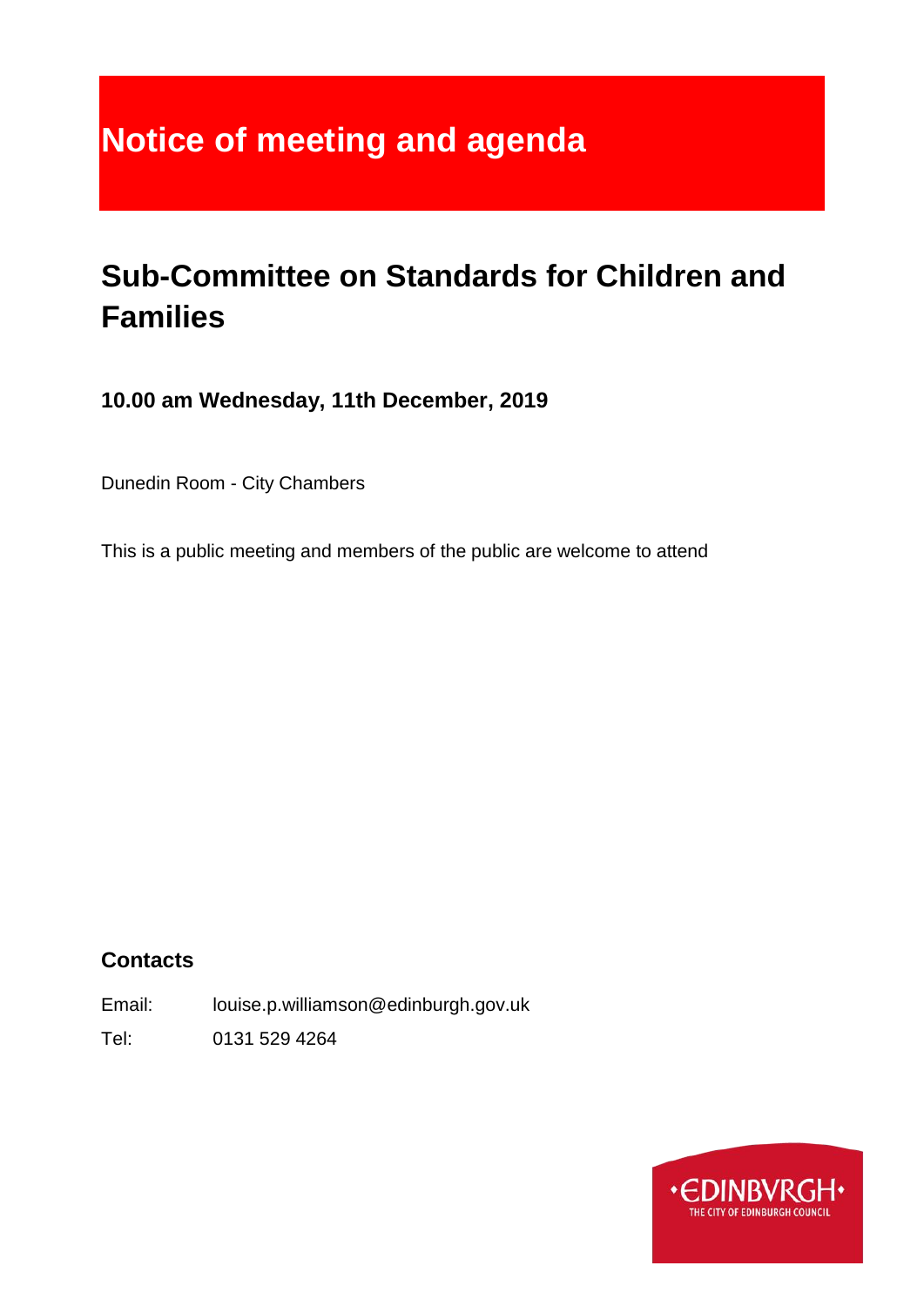# Notice of meeting and agenda

## Sub-Committee on Standards for Children and Families

**10.00 am Wednesday, 11th December, 2019**

Dunedin Room - City Chambers

This is a public meeting and members of the public are welcome to attend

### Contacts

Email: louise.p.williamson@edinburgh.gov.uk

Tel: 0131 529 4264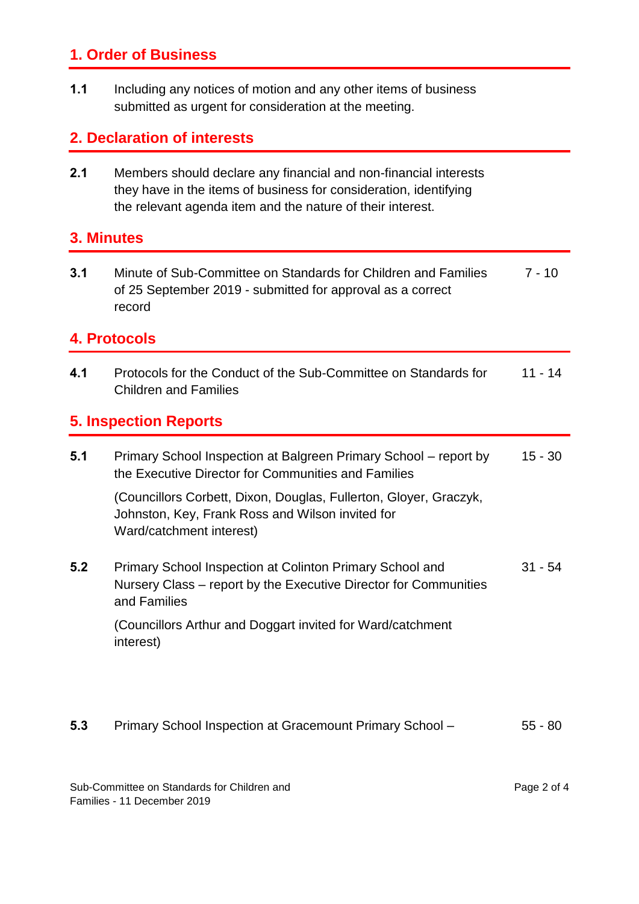## 1. Order of Business

**1.1** Including any notices of motion and any other items of business submitted as urgent for consideration at the meeting.

## 2. Declaration of interests

**2.1** Members should declare any financial and non-financial interests they have in the items of business for consideration, identifying the relevant agenda item and the nature of their interest.

## 3. Minutes

**3.1** Minute of Sub-Committee on Standards for Children and Families of 25 September 2019 - submitted for approval as a correct record — 7 - 10

## 4. Protocols

**4.1** Protocols for the Conduct of the Sub-Committee on Standards for Children and Families — 11 - 14

## 5. Inspection Reports

**5.1** Primary School Inspection at Balgreen Primary School – report by the Executive Director for Communities and Families — 15 - 30

(Councillors Corbett, Dixon, Douglas, Fullerton, Gloyer, Graczyk, Johnston, Key, Frank Ross and Wilson invited for Ward/catchment interest)

**5.2** Primary School Inspection at Colinton Primary School and Nursery Class – report by the Executive Director for Communities and Families — 31 - 54

(Councillors Arthur and Doggart invited for Ward/catchment interest)

**5.3** Primary School Inspection at Gracemount Primary School – — 55 - 80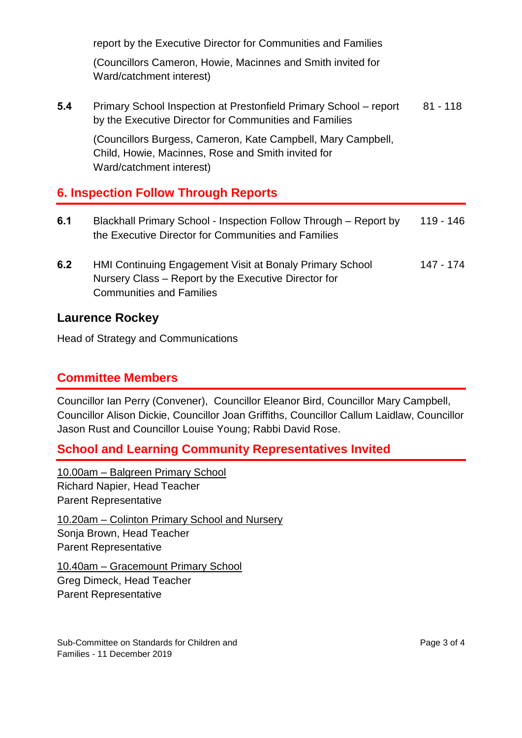report by the Executive Director for Communities and Families

(Councillors Cameron, Howie, Macinnes and Smith invited for Ward/catchment interest)

**5.4** Primary School Inspection at Prestonfield Primary School – report by the Executive Director for Communities and Families — 81 - 118

(Councillors Burgess, Cameron, Kate Campbell, Mary Campbell, Child, Howie, Macinnes, Rose and Smith invited for Ward/catchment interest)

## 6. Inspection Follow Through Reports

**6.1** Blackhall Primary School - Inspection Follow Through – Report by the Executive Director for Communities and Families — 119 - 146

**6.2** HMI Continuing Engagement Visit at Bonaly Primary School Nursery Class – Report by the Executive Director for Communities and Families — 147 - 174

**Laurence Rockey**

Head of Strategy and Communications

## Committee Members

Councillor Ian Perry (Convener), Councillor Eleanor Bird, Councillor Mary Campbell, Councillor Alison Dickie, Councillor Joan Griffiths, Councillor Callum Laidlaw, Councillor Jason Rust and Councillor Louise Young; Rabbi David Rose.

## School and Learning Community Representatives Invited

10.00am – Balgreen Primary School
Richard Napier, Head Teacher
Parent Representative

10.20am – Colinton Primary School and Nursery
Sonja Brown, Head Teacher
Parent Representative

10.40am – Gracemount Primary School
Greg Dimeck, Head Teacher
Parent Representative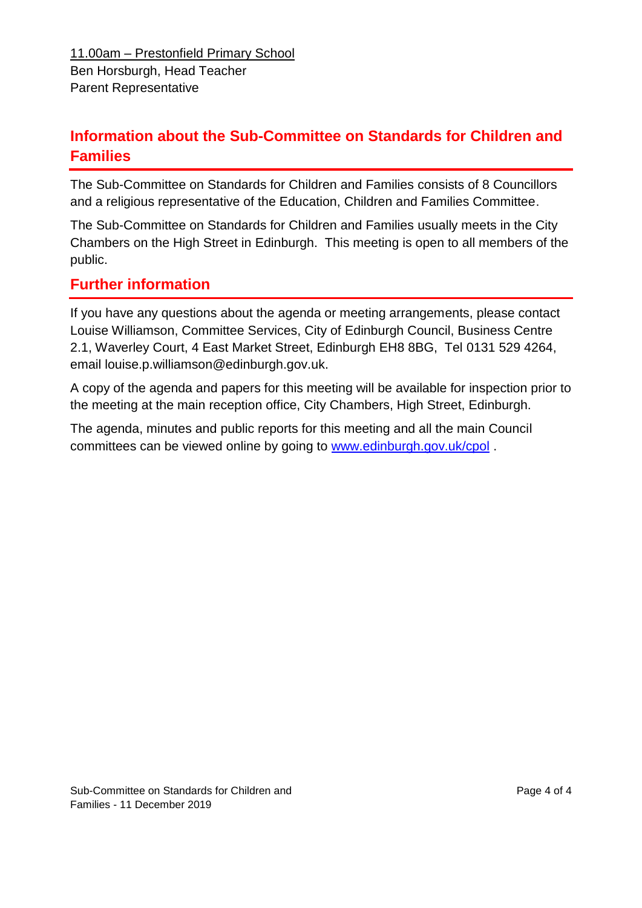11.00am – Prestonfield Primary School

Ben Horsburgh, Head Teacher
Parent Representative

## Information about the Sub-Committee on Standards for Children and Families

The Sub-Committee on Standards for Children and Families consists of 8 Councillors and a religious representative of the Education, Children and Families Committee.

The Sub-Committee on Standards for Children and Families usually meets in the City Chambers on the High Street in Edinburgh. This meeting is open to all members of the public.

## Further information

If you have any questions about the agenda or meeting arrangements, please contact Louise Williamson, Committee Services, City of Edinburgh Council, Business Centre 2.1, Waverley Court, 4 East Market Street, Edinburgh EH8 8BG, Tel 0131 529 4264, email louise.p.williamson@edinburgh.gov.uk.

A copy of the agenda and papers for this meeting will be available for inspection prior to the meeting at the main reception office, City Chambers, High Street, Edinburgh.

The agenda, minutes and public reports for this meeting and all the main Council committees can be viewed online by going to [www.edinburgh.gov.uk/cpol](http://www.edinburgh.gov.uk/cpol) .